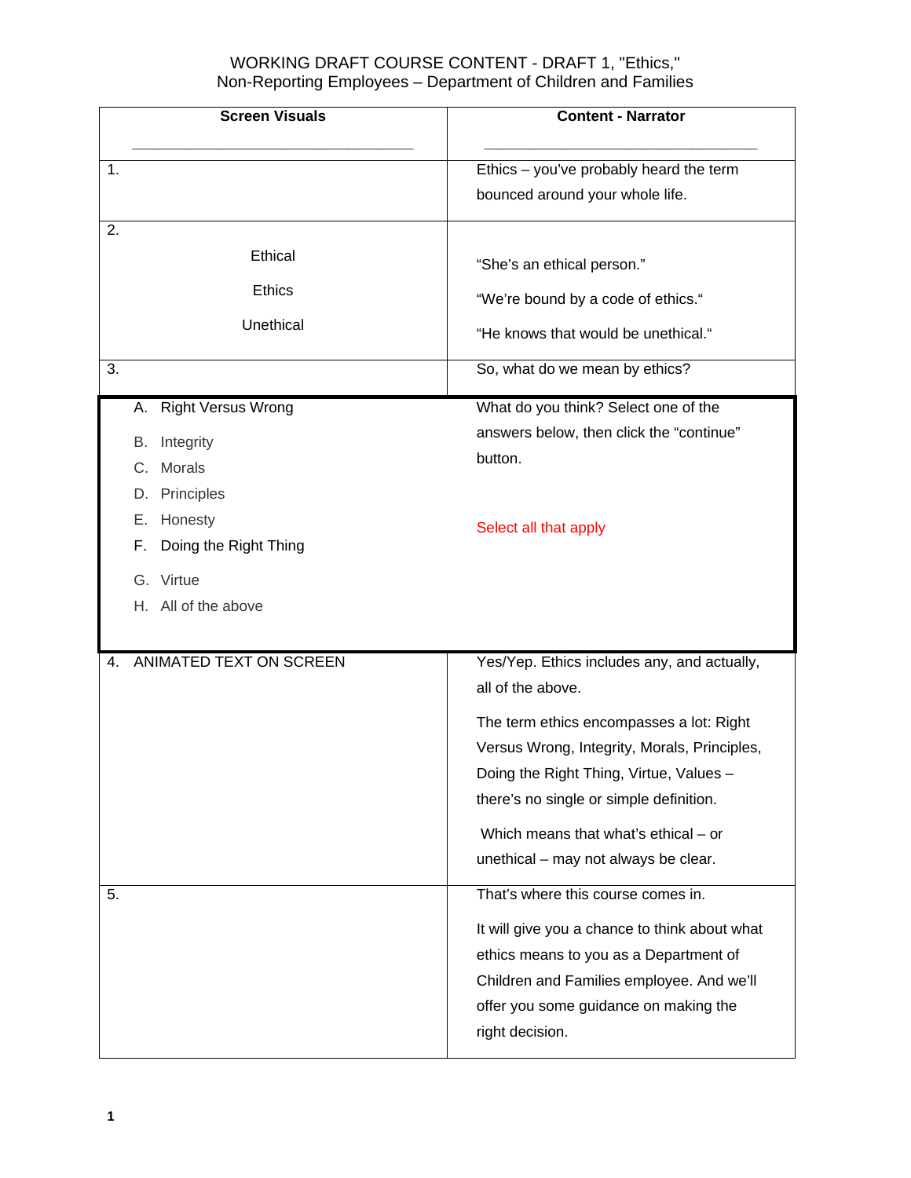WORKING DRAFT COURSE CONTENT - DRAFT 1, "Ethics,"
Non-Reporting Employees – Department of Children and Families

| Screen Visuals | Content - Narrator |
|---|---|
| 1. | Ethics – you've probably heard the term bounced around your whole life. |
| 2. Ethical<br>Ethics<br>Unethical | "She's an ethical person."<br>"We're bound by a code of ethics."<br>"He knows that would be unethical." |
| 3. | So, what do we mean by ethics? |
| A. Right Versus Wrong<br>B. Integrity<br>C. Morals<br>D. Principles<br>E. Honesty<br>F. Doing the Right Thing<br>G. Virtue<br>H. All of the above | What do you think? Select one of the answers below, then click the "continue" button.<br><br>Select all that apply |
| 4. ANIMATED TEXT ON SCREEN | Yes/Yep. Ethics includes any, and actually, all of the above.<br><br>The term ethics encompasses a lot: Right Versus Wrong, Integrity, Morals, Principles, Doing the Right Thing, Virtue, Values – there's no single or simple definition.<br><br>Which means that what's ethical – or unethical – may not always be clear. |
| 5. | That's where this course comes in.<br><br>It will give you a chance to think about what ethics means to you as a Department of Children and Families employee. And we'll offer you some guidance on making the right decision. |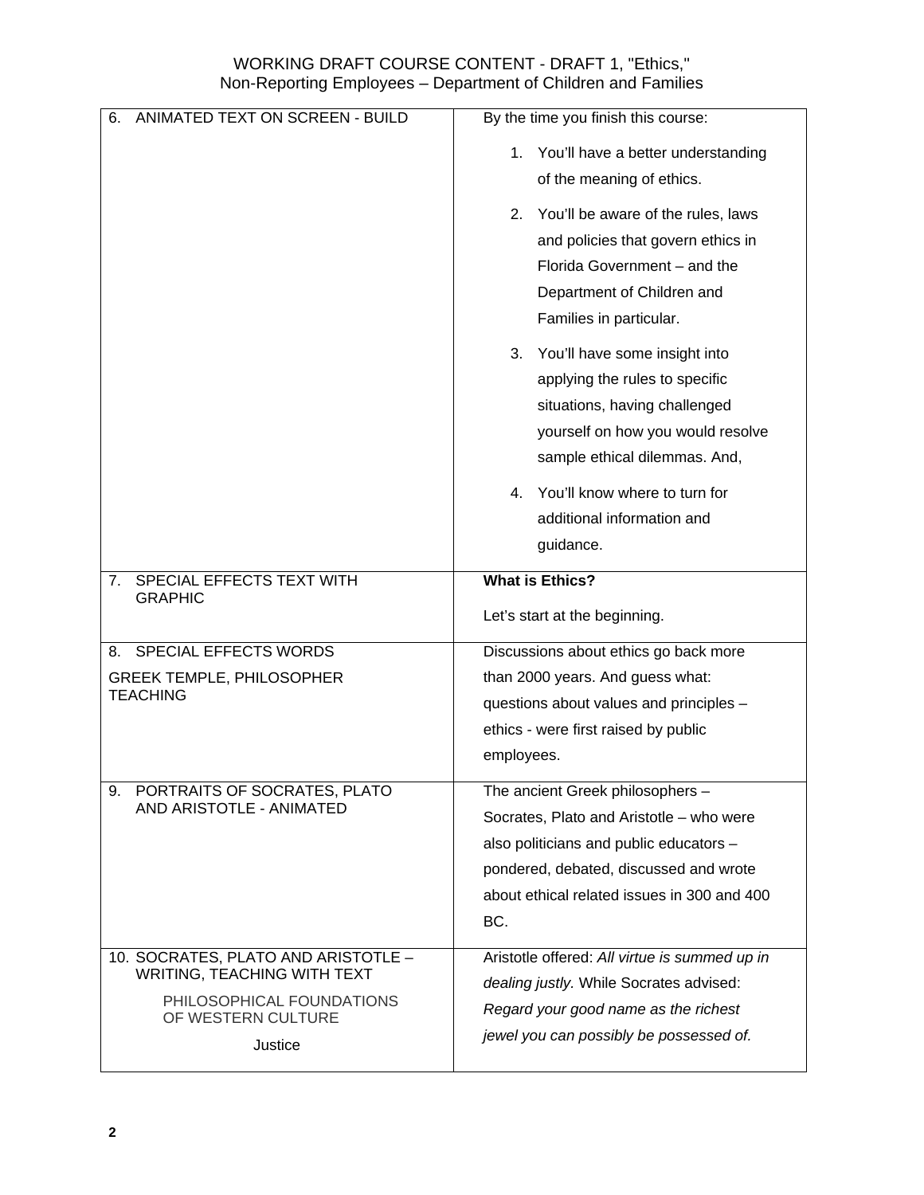| | |
|---|---|
| 6. ANIMATED TEXT ON SCREEN - BUILD | By the time you finish this course:<br><br>1. You'll have a better understanding of the meaning of ethics.<br><br>2. You'll be aware of the rules, laws and policies that govern ethics in Florida Government – and the Department of Children and Families in particular.<br><br>3. You'll have some insight into applying the rules to specific situations, having challenged yourself on how you would resolve sample ethical dilemmas. And,<br><br>4. You'll know where to turn for additional information and guidance. |
| 7. SPECIAL EFFECTS TEXT WITH GRAPHIC | **What is Ethics?**<br><br>Let's start at the beginning. |
| 8. SPECIAL EFFECTS WORDS<br><br>GREEK TEMPLE, PHILOSOPHER TEACHING | Discussions about ethics go back more than 2000 years. And guess what: questions about values and principles – ethics - were first raised by public employees. |
| 9. PORTRAITS OF SOCRATES, PLATO AND ARISTOTLE - ANIMATED | The ancient Greek philosophers – Socrates, Plato and Aristotle – who were also politicians and public educators – pondered, debated, discussed and wrote about ethical related issues in 300 and 400 BC. |
| 10. SOCRATES, PLATO AND ARISTOTLE – WRITING, TEACHING WITH TEXT<br><br>PHILOSOPHICAL FOUNDATIONS OF WESTERN CULTURE<br><br>Justice | Aristotle offered: *All virtue is summed up in dealing justly.* While Socrates advised: *Regard your good name as the richest jewel you can possibly be possessed of.* |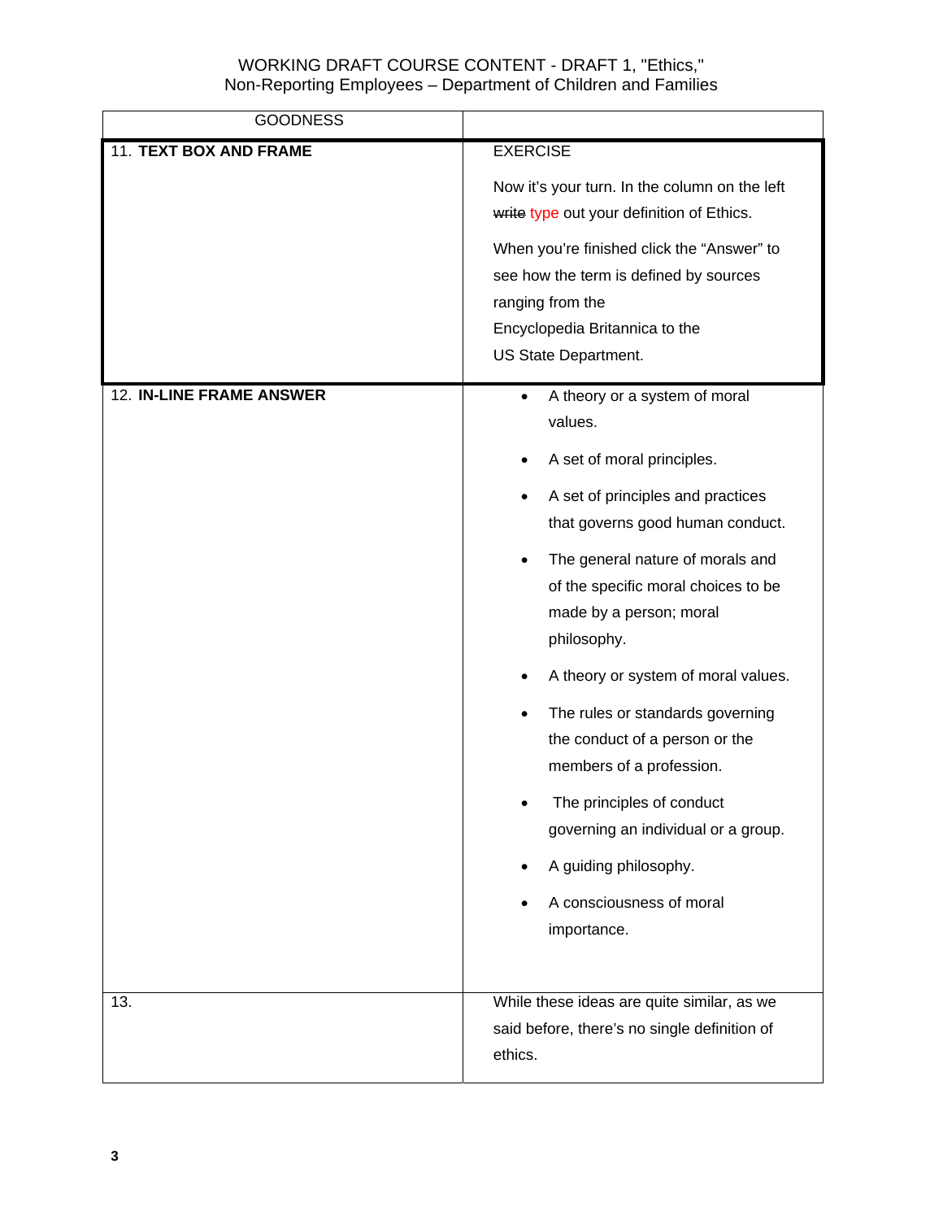| GOODNESS | |
|---|---|
| 11. **TEXT BOX AND FRAME** | EXERCISE<br><br>Now it's your turn. In the column on the left ~~write~~ type out your definition of Ethics.<br><br>When you're finished click the "Answer" to see how the term is defined by sources ranging from the Encyclopedia Britannica to the US State Department. |
| 12. **IN-LINE FRAME ANSWER** | • A theory or a system of moral values.<br>• A set of moral principles.<br>• A set of principles and practices that governs good human conduct.<br>• The general nature of morals and of the specific moral choices to be made by a person; moral philosophy.<br>• A theory or system of moral values.<br>• The rules or standards governing the conduct of a person or the members of a profession.<br>• The principles of conduct governing an individual or a group.<br>• A guiding philosophy.<br>• A consciousness of moral importance. |
| 13. | While these ideas are quite similar, as we said before, there's no single definition of ethics. |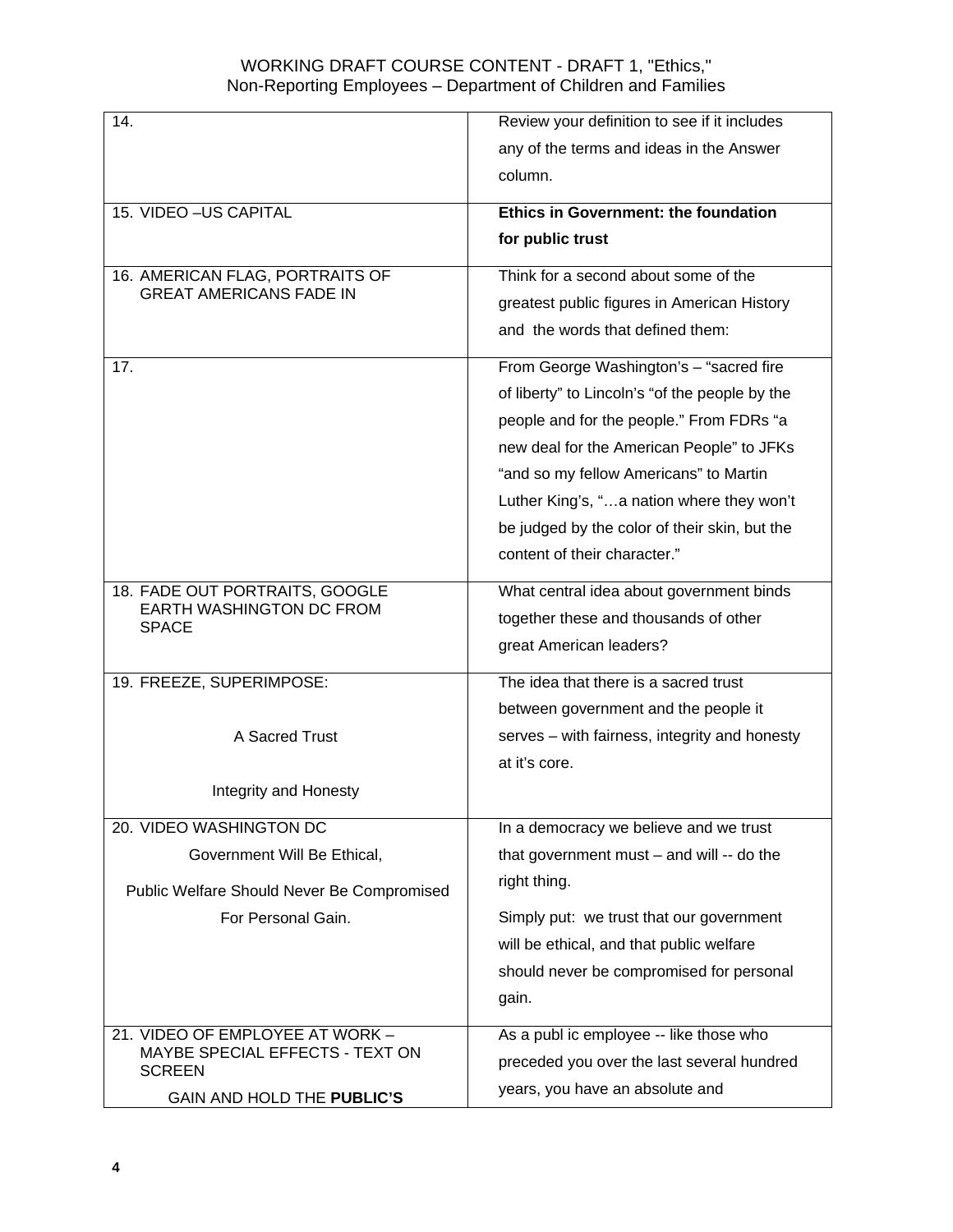| | |
|---|---|
| 14. | Review your definition to see if it includes any of the terms and ideas in the Answer column. |
| 15. VIDEO –US CAPITAL | **Ethics in Government: the foundation for public trust** |
| 16. AMERICAN FLAG, PORTRAITS OF GREAT AMERICANS FADE IN | Think for a second about some of the greatest public figures in American History and the words that defined them: |
| 17. | From George Washington's – "sacred fire of liberty" to Lincoln's "of the people by the people and for the people." From FDRs "a new deal for the American People" to JFKs "and so my fellow Americans" to Martin Luther King's, "…a nation where they won't be judged by the color of their skin, but the content of their character." |
| 18. FADE OUT PORTRAITS, GOOGLE EARTH WASHINGTON DC FROM SPACE | What central idea about government binds together these and thousands of other great American leaders? |
| 19. FREEZE, SUPERIMPOSE: A Sacred Trust Integrity and Honesty | The idea that there is a sacred trust between government and the people it serves – with fairness, integrity and honesty at it's core. |
| 20. VIDEO WASHINGTON DC Government Will Be Ethical, Public Welfare Should Never Be Compromised For Personal Gain. | In a democracy we believe and we trust that government must – and will -- do the right thing. Simply put: we trust that our government will be ethical, and that public welfare should never be compromised for personal gain. |
| 21. VIDEO OF EMPLOYEE AT WORK – MAYBE SPECIAL EFFECTS - TEXT ON SCREEN GAIN AND HOLD THE **PUBLIC'S** | As a publ ic employee -- like those who preceded you over the last several hundred years, you have an absolute and |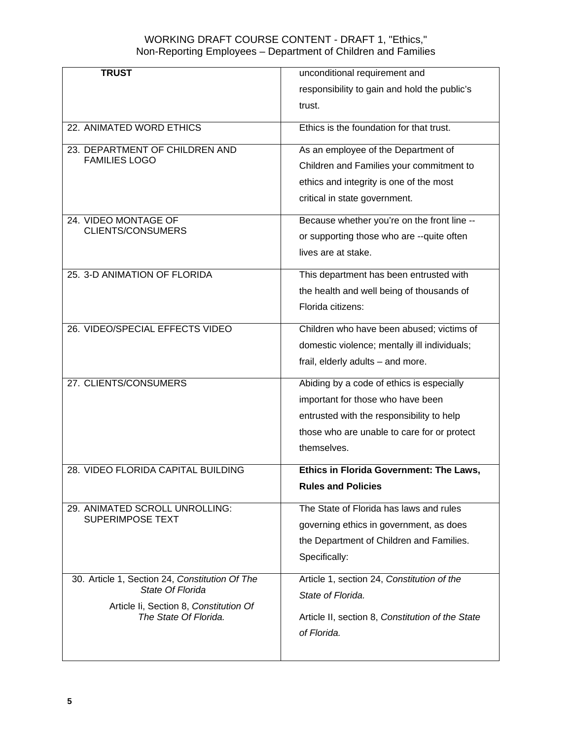| **TRUST** | unconditional requirement and responsibility to gain and hold the public's trust. |
|---|---|
| 22. ANIMATED WORD ETHICS | Ethics is the foundation for that trust. |
| 23. DEPARTMENT OF CHILDREN AND FAMILIES LOGO | As an employee of the Department of Children and Families your commitment to ethics and integrity is one of the most critical in state government. |
| 24. VIDEO MONTAGE OF CLIENTS/CONSUMERS | Because whether you're on the front line -- or supporting those who are --quite often lives are at stake. |
| 25. 3-D ANIMATION OF FLORIDA | This department has been entrusted with the health and well being of thousands of Florida citizens: |
| 26. VIDEO/SPECIAL EFFECTS VIDEO | Children who have been abused; victims of domestic violence; mentally ill individuals; frail, elderly adults – and more. |
| 27. CLIENTS/CONSUMERS | Abiding by a code of ethics is especially important for those who have been entrusted with the responsibility to help those who are unable to care for or protect themselves. |
| 28. VIDEO FLORIDA CAPITAL BUILDING | **Ethics in Florida Government: The Laws, Rules and Policies** |
| 29. ANIMATED SCROLL UNROLLING: SUPERIMPOSE TEXT | The State of Florida has laws and rules governing ethics in government, as does the Department of Children and Families. Specifically: |
| 30. Article 1, Section 24, *Constitution Of The State Of Florida*<br>Article Ii, Section 8, *Constitution Of The State Of Florida.* | Article 1, section 24, *Constitution of the State of Florida.*<br>Article II, section 8, *Constitution of the State of Florida.* |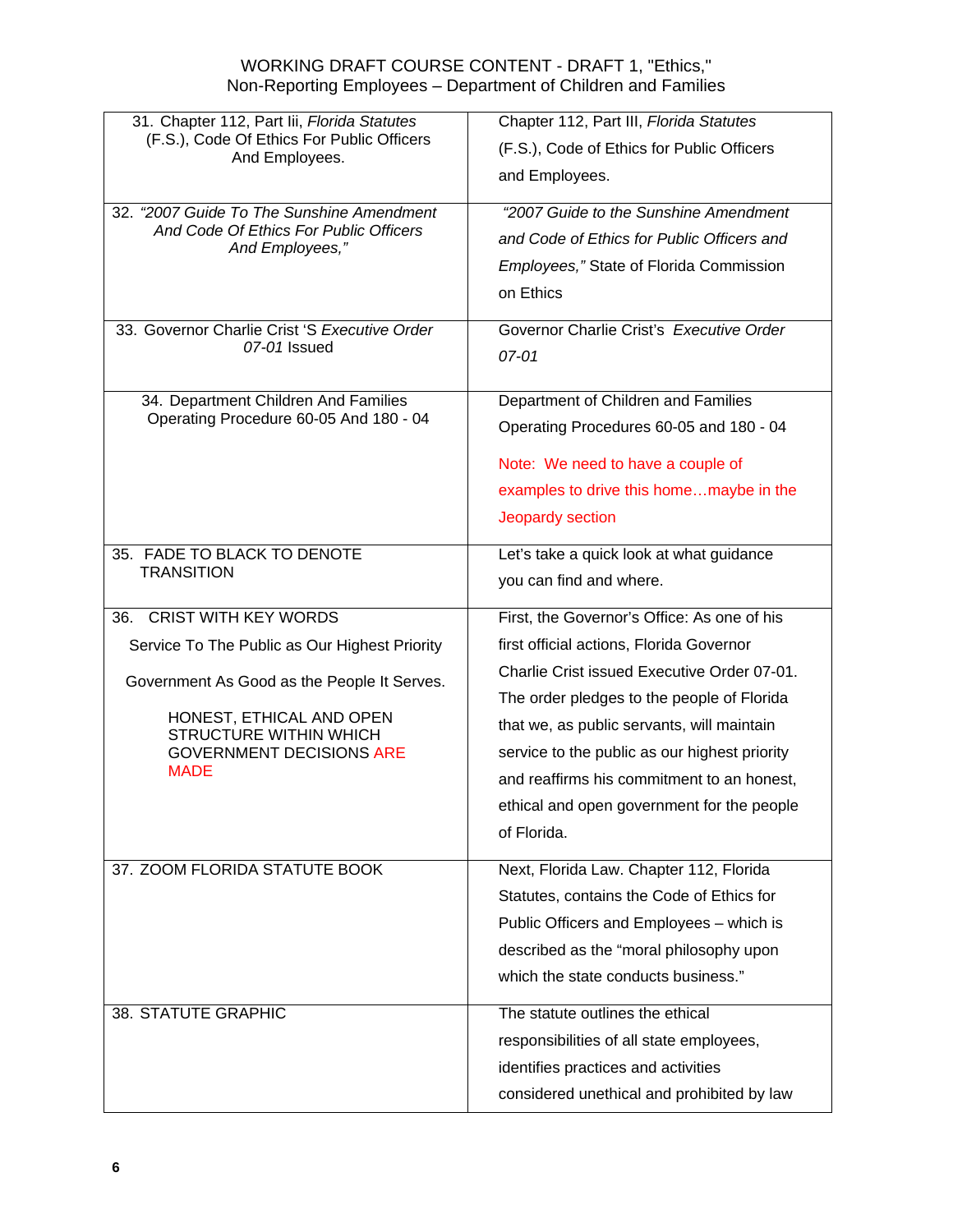| 31. Chapter 112, Part Iii, *Florida Statutes* (F.S.), Code Of Ethics For Public Officers And Employees. | Chapter 112, Part III, *Florida Statutes* (F.S.), Code of Ethics for Public Officers and Employees. |
|---|---|
| 32. *"2007 Guide To The Sunshine Amendment And Code Of Ethics For Public Officers And Employees,"* | *"2007 Guide to the Sunshine Amendment and Code of Ethics for Public Officers and Employees,"* State of Florida Commission on Ethics |
| 33. Governor Charlie Crist 'S *Executive Order 07-01* Issued | Governor Charlie Crist's *Executive Order 07-01* |
| 34. Department Children And Families Operating Procedure 60-05 And 180 - 04 | Department of Children and Families Operating Procedures 60-05 and 180 - 04<br><br>Note: We need to have a couple of examples to drive this home…maybe in the Jeopardy section |
| 35. FADE TO BLACK TO DENOTE TRANSITION | Let's take a quick look at what guidance you can find and where. |
| 36. CRIST WITH KEY WORDS<br><br>Service To The Public as Our Highest Priority<br><br>Government As Good as the People It Serves.<br><br>HONEST, ETHICAL AND OPEN STRUCTURE WITHIN WHICH GOVERNMENT DECISIONS ARE MADE | First, the Governor's Office: As one of his first official actions, Florida Governor Charlie Crist issued Executive Order 07-01. The order pledges to the people of Florida that we, as public servants, will maintain service to the public as our highest priority and reaffirms his commitment to an honest, ethical and open government for the people of Florida. |
| 37. ZOOM FLORIDA STATUTE BOOK | Next, Florida Law. Chapter 112, Florida Statutes, contains the Code of Ethics for Public Officers and Employees – which is described as the "moral philosophy upon which the state conducts business." |
| 38. STATUTE GRAPHIC | The statute outlines the ethical responsibilities of all state employees, identifies practices and activities considered unethical and prohibited by law |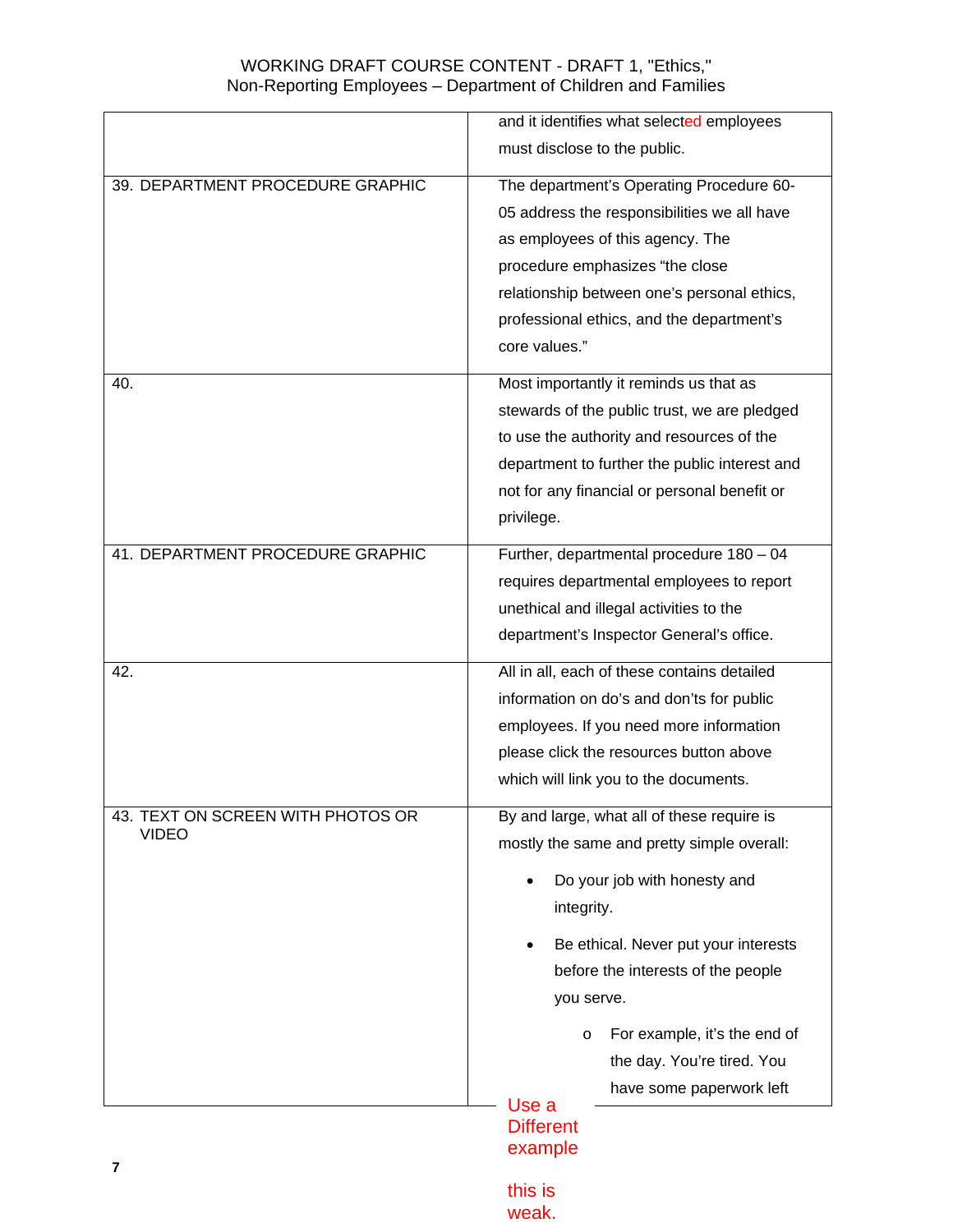| | |
|---|---|
| | and it identifies what selected employees must disclose to the public. |
| 39. DEPARTMENT PROCEDURE GRAPHIC | The department's Operating Procedure 60-05 address the responsibilities we all have as employees of this agency. The procedure emphasizes "the close relationship between one's personal ethics, professional ethics, and the department's core values." |
| 40. | Most importantly it reminds us that as stewards of the public trust, we are pledged to use the authority and resources of the department to further the public interest and not for any financial or personal benefit or privilege. |
| 41. DEPARTMENT PROCEDURE GRAPHIC | Further, departmental procedure 180 – 04 requires departmental employees to report unethical and illegal activities to the department's Inspector General's office. |
| 42. | All in all, each of these contains detailed information on do's and don'ts for public employees. If you need more information please click the resources button above which will link you to the documents. |
| 43. TEXT ON SCREEN WITH PHOTOS OR VIDEO | By and large, what all of these require is mostly the same and pretty simple overall:<br>• Do your job with honesty and integrity.<br>• Be ethical. Never put your interests before the interests of the people you serve.<br>  o For example, it's the end of the day. You're tired. You have some paperwork left |

Use a Different example

this is weak.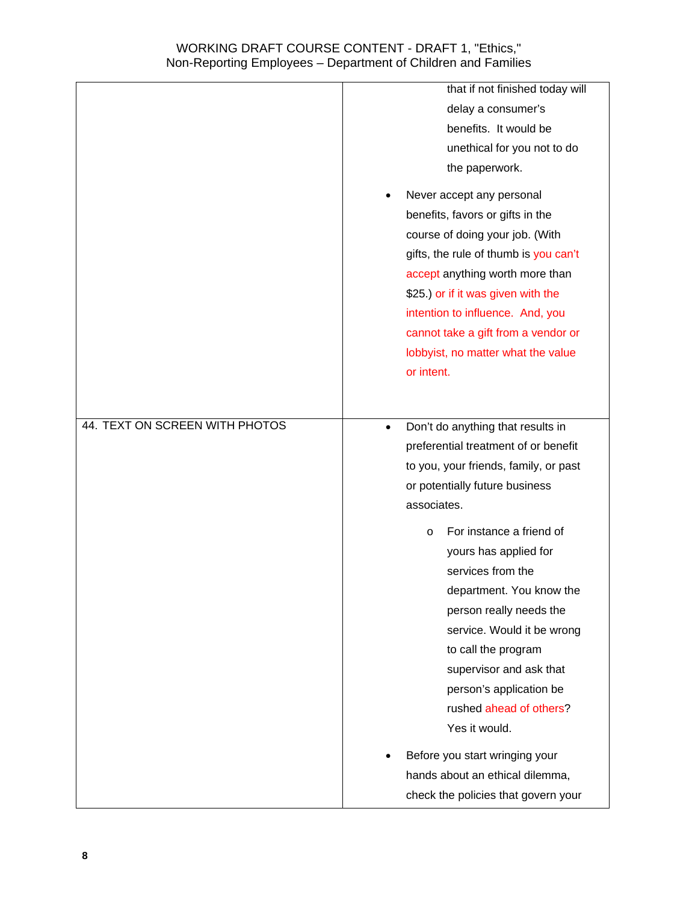| | |
|---|---|
| | that if not finished today will delay a consumer's benefits. It would be unethical for you not to do the paperwork.<br><br>• Never accept any personal benefits, favors or gifts in the course of doing your job. (With gifts, the rule of thumb is you can't accept anything worth more than $25.) or if it was given with the intention to influence. And, you cannot take a gift from a vendor or lobbyist, no matter what the value or intent. |
| 44. TEXT ON SCREEN WITH PHOTOS | • Don't do anything that results in preferential treatment of or benefit to you, your friends, family, or past or potentially future business associates.<br><br>o For instance a friend of yours has applied for services from the department. You know the person really needs the service. Would it be wrong to call the program supervisor and ask that person's application be rushed ahead of others? Yes it would.<br><br>• Before you start wringing your hands about an ethical dilemma, check the policies that govern your |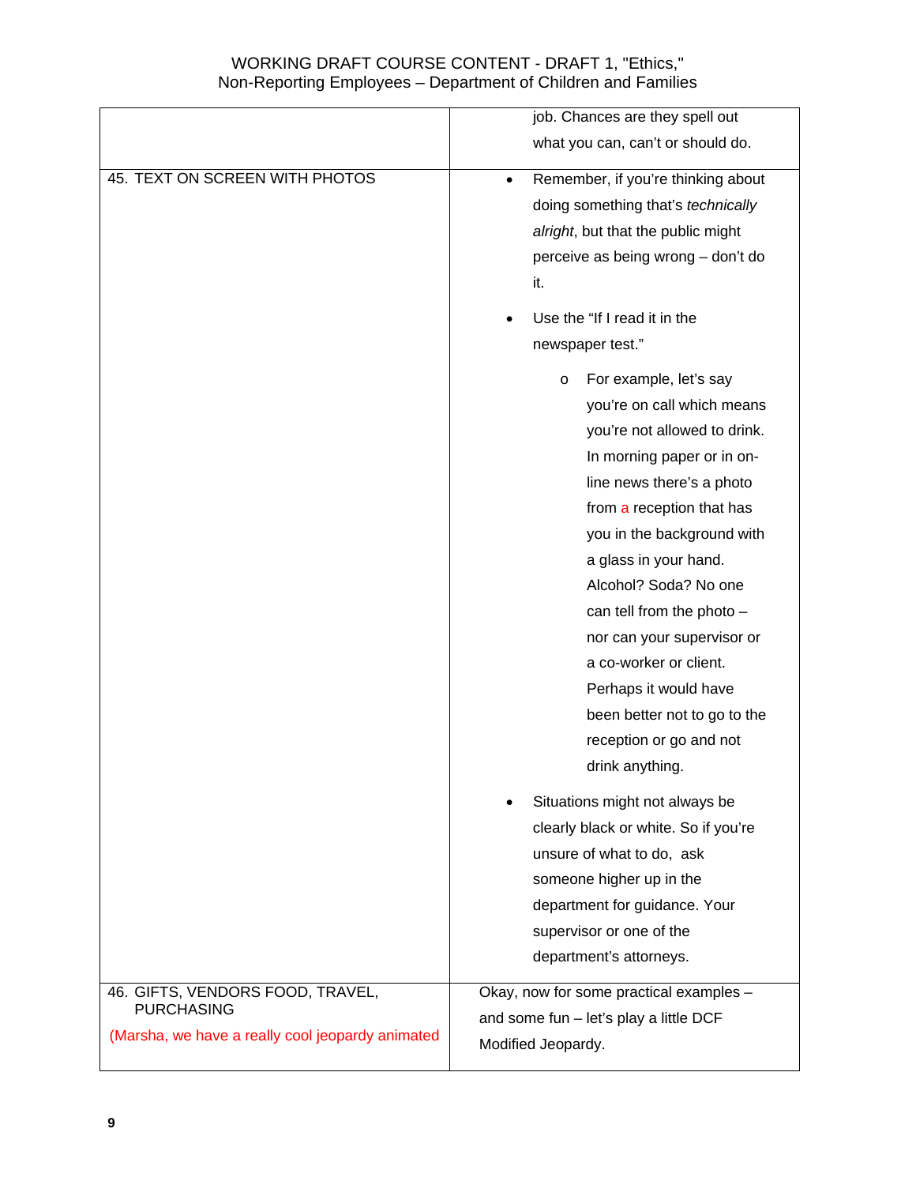| | job. Chances are they spell out what you can, can't or should do. |
|---|---|
| 45. TEXT ON SCREEN WITH PHOTOS | • Remember, if you're thinking about doing something that's *technically alright*, but that the public might perceive as being wrong – don't do it.<br><br>• Use the "If I read it in the newspaper test."<br><br>  o For example, let's say you're on call which means you're not allowed to drink. In morning paper or in on-line news there's a photo from a reception that has you in the background with a glass in your hand. Alcohol? Soda? No one can tell from the photo – nor can your supervisor or a co-worker or client. Perhaps it would have been better not to go to the reception or go and not drink anything.<br><br>• Situations might not always be clearly black or white. So if you're unsure of what to do, ask someone higher up in the department for guidance. Your supervisor or one of the department's attorneys. |
| 46. GIFTS, VENDORS FOOD, TRAVEL, PURCHASING<br><br>(Marsha, we have a really cool jeopardy animated | Okay, now for some practical examples – and some fun – let's play a little DCF Modified Jeopardy. |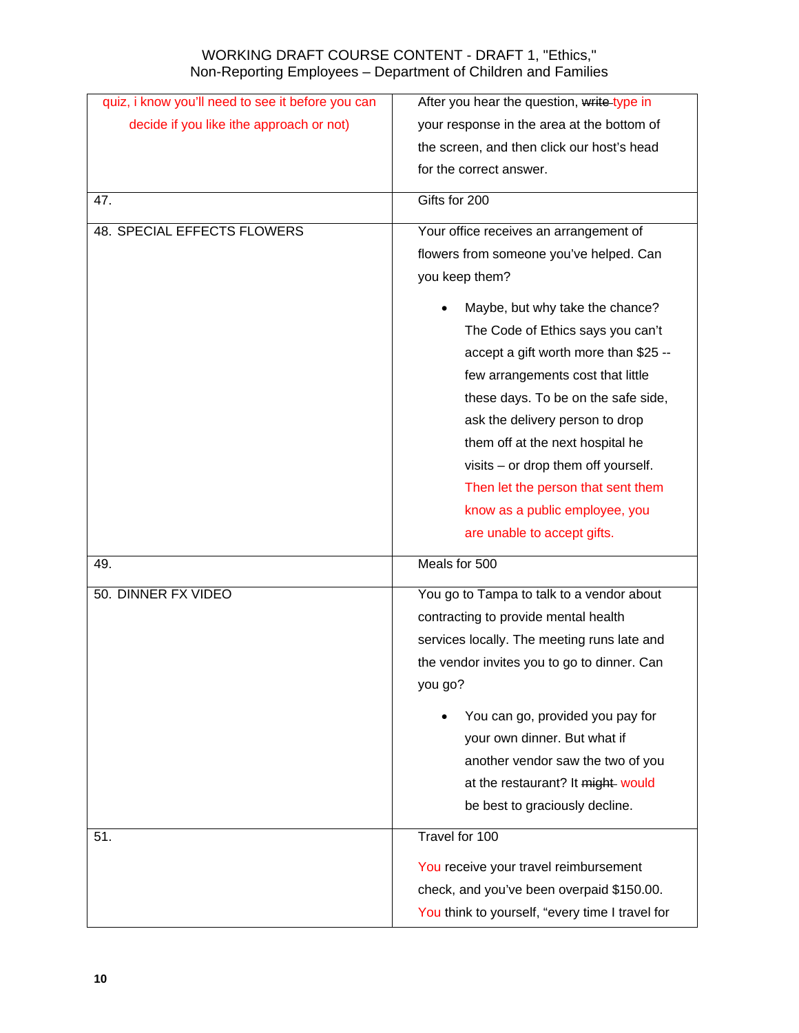| | |
|---|---|
| quiz, i know you'll need to see it before you can decide if you like ithe approach or not) | After you hear the question, ~~write~~ type in your response in the area at the bottom of the screen, and then click our host's head for the correct answer. |
| 47. | Gifts for 200 |
| 48. SPECIAL EFFECTS FLOWERS | Your office receives an arrangement of flowers from someone you've helped. Can you keep them?<br><br>• Maybe, but why take the chance? The Code of Ethics says you can't accept a gift worth more than $25 -- few arrangements cost that little these days. To be on the safe side, ask the delivery person to drop them off at the next hospital he visits – or drop them off yourself. Then let the person that sent them know as a public employee, you are unable to accept gifts. |
| 49. | Meals for 500 |
| 50. DINNER FX VIDEO | You go to Tampa to talk to a vendor about contracting to provide mental health services locally. The meeting runs late and the vendor invites you to go to dinner. Can you go?<br><br>• You can go, provided you pay for your own dinner. But what if another vendor saw the two of you at the restaurant? It ~~might~~ would be best to graciously decline. |
| 51. | Travel for 100<br><br>You receive your travel reimbursement check, and you've been overpaid $150.00. You think to yourself, "every time I travel for |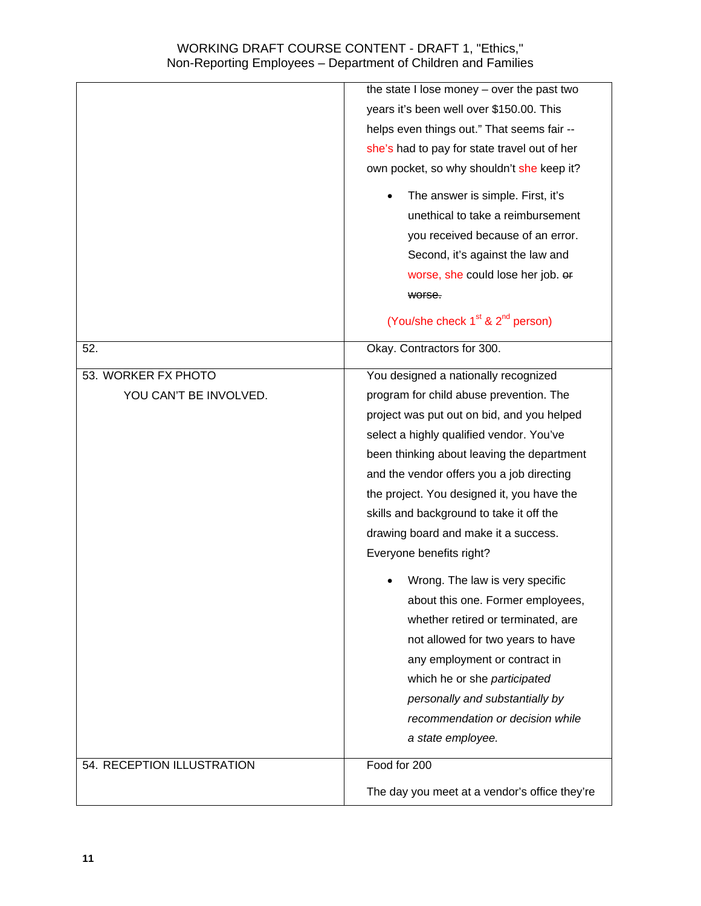| | |
|---|---|
| | the state I lose money – over the past two years it's been well over $150.00. This helps even things out." That seems fair -- she's had to pay for state travel out of her own pocket, so why shouldn't she keep it?<br><br>• The answer is simple. First, it's unethical to take a reimbursement you received because of an error. Second, it's against the law and worse, she could lose her job. ~~or worse.~~<br><br>(You/she check 1st & 2nd person) |
| 52. | Okay. Contractors for 300. |
| 53. WORKER FX PHOTO<br>YOU CAN'T BE INVOLVED. | You designed a nationally recognized program for child abuse prevention. The project was put out on bid, and you helped select a highly qualified vendor. You've been thinking about leaving the department and the vendor offers you a job directing the project. You designed it, you have the skills and background to take it off the drawing board and make it a success. Everyone benefits right?<br><br>• Wrong. The law is very specific about this one. Former employees, whether retired or terminated, are not allowed for two years to have any employment or contract in which he or she *participated personally and substantially by recommendation or decision while a state employee.* |
| 54. RECEPTION ILLUSTRATION | Food for 200<br><br>The day you meet at a vendor's office they're |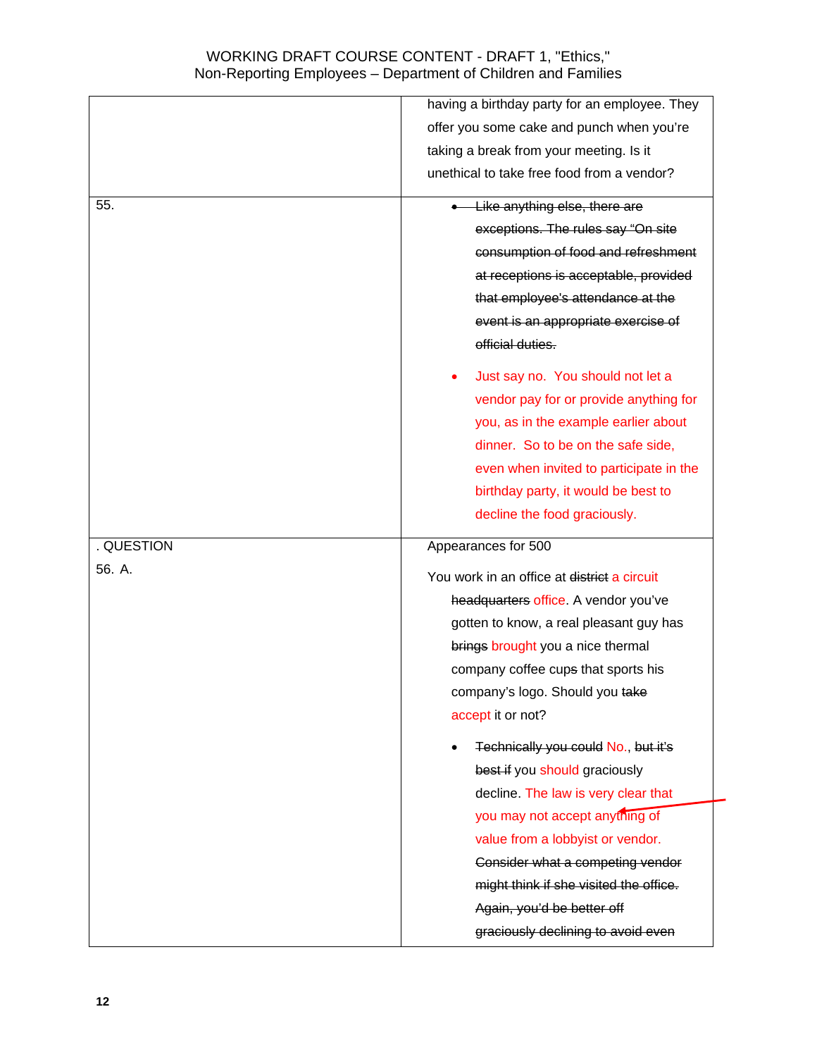| | having a birthday party for an employee. They offer you some cake and punch when you're taking a break from your meeting. Is it unethical to take free food from a vendor? |
|---|---|
| 55. | • ~~Like anything else, there are exceptions. The rules say "On site consumption of food and refreshment at receptions is acceptable, provided that employee's attendance at the event is an appropriate exercise of official duties.~~<br><br>• Just say no. You should not let a vendor pay for or provide anything for you, as in the example earlier about dinner. So to be on the safe side, even when invited to participate in the birthday party, it would be best to decline the food graciously. |
| . QUESTION<br><br>56. A. | Appearances for 500<br><br>You work in an office at ~~district~~ a circuit ~~headquarters~~ office. A vendor you've gotten to know, a real pleasant guy has ~~brings~~ brought you a nice thermal company coffee cup~~s~~ that sports his company's logo. Should you ~~take~~ accept it or not?<br><br>• ~~Technically you could~~ No., ~~but it's best if~~ you should graciously decline. The law is very clear that you may not accept anything of value from a lobbyist or vendor. ~~Consider what a competing vendor might think if she visited the office. Again, you'd be better off graciously declining to avoid even~~ |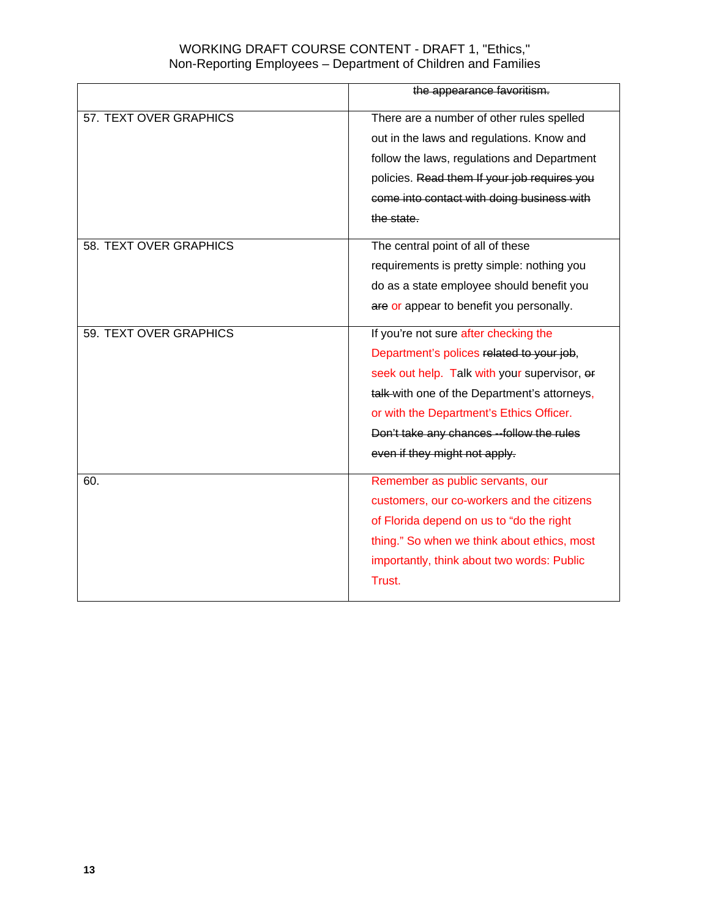| | |
|---|---|
| | ~~the appearance favoritism.~~ |
| 57. TEXT OVER GRAPHICS | There are a number of other rules spelled out in the laws and regulations. Know and follow the laws, regulations and Department policies. ~~Read them If your job requires you come into contact with doing business with the state.~~ |
| 58. TEXT OVER GRAPHICS | The central point of all of these requirements is pretty simple: nothing you do as a state employee should benefit you ~~are~~ or appear to benefit you personally. |
| 59. TEXT OVER GRAPHICS | If you're not sure after checking the Department's polices ~~related to your job~~, seek out help. Talk with your supervisor, ~~or talk~~ with one of the Department's attorneys, or with the Department's Ethics Officer. ~~Don't take any chances --follow the rules even if they might not apply.~~ |
| 60. | Remember as public servants, our customers, our co-workers and the citizens of Florida depend on us to "do the right thing." So when we think about ethics, most importantly, think about two words: Public Trust. |